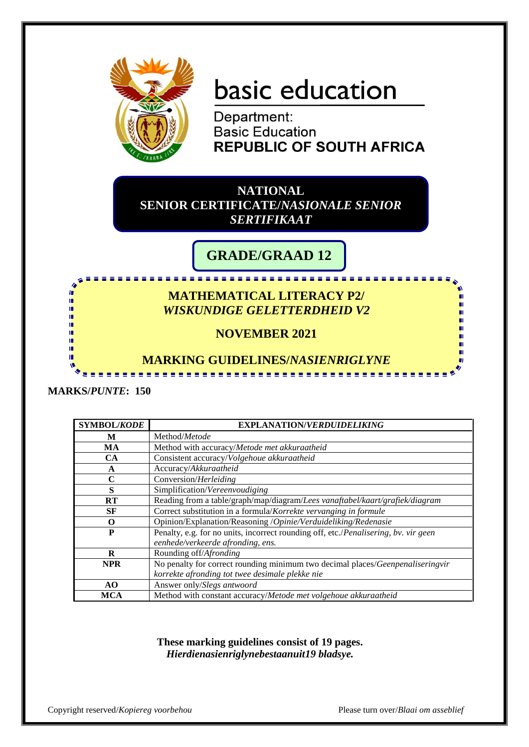basic education

Department:
Basic Education
**REPUBLIC OF SOUTH AFRICA**

# NATIONAL SENIOR CERTIFICATE/*NASIONALE SENIOR SERTIFIKAAT*

## GRADE/GRAAD 12

## MATHEMATICAL LITERACY P2/ *WISKUNDIGE GELETTERDHEID V2*

**NOVEMBER 2021**

## MARKING GUIDELINES/*NASIENRIGLYNE*

**MARKS/*PUNTE*: 150**

| SYMBOL/*KODE* | EXPLANATION/*VERDUIDELIKING* |
|---|---|
| M | Method/*Metode* |
| MA | Method with accuracy/*Metode met akkuraatheid* |
| CA | Consistent accuracy/*Volgehoue akkuraatheid* |
| A | Accuracy/*Akkuraatheid* |
| C | Conversion/*Herleiding* |
| S | Simplification/*Vereenvoudiging* |
| RT | Reading from a table/graph/map/diagram/*Lees vanaftabel/kaart/grafiek/diagram* |
| SF | Correct substitution in a formula/*Korrekte vervanging in formule* |
| O | Opinion/Explanation/Reasoning /*Opinie/Verduideliking/Redenasie* |
| P | Penalty, e.g. for no units, incorrect rounding off, etc./*Penalisering, bv. vir geen eenhede/verkeerde afronding, ens.* |
| R | Rounding off/*Afronding* |
| NPR | No penalty for correct rounding minimum two decimal places/*Geenpenaliseringvir korrekte afronding tot twee desimale plekke nie* |
| AO | Answer only/*Slegs antwoord* |
| MCA | Method with constant accuracy/*Metode met volgehoue akkuraatheid* |

**These marking guidelines consist of 19 pages.**
***Hierdienasienriglynebestaanuit19 bladsye.***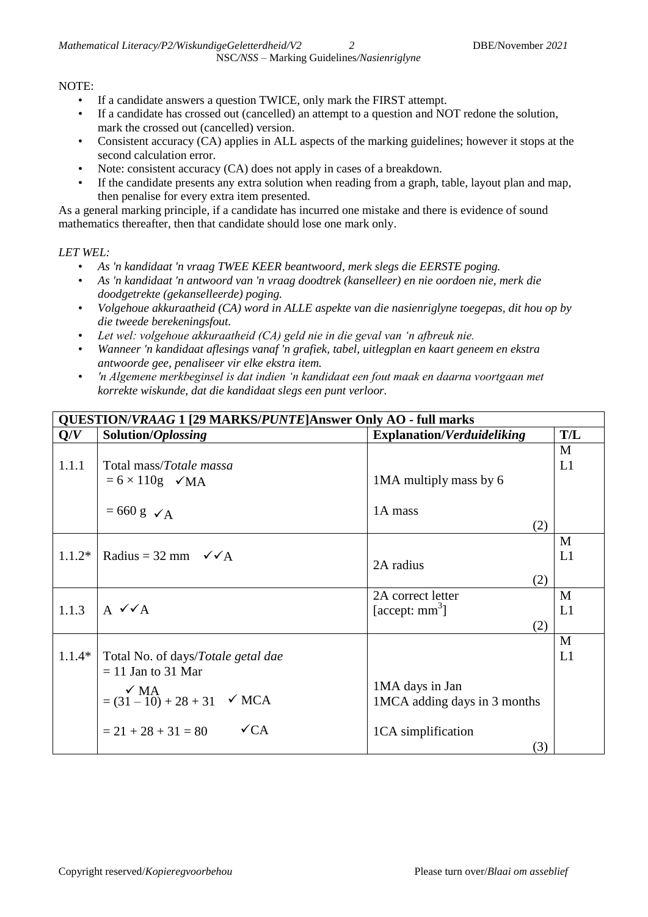NOTE:

- If a candidate answers a question TWICE, only mark the FIRST attempt.
- If a candidate has crossed out (cancelled) an attempt to a question and NOT redone the solution, mark the crossed out (cancelled) version.
- Consistent accuracy (CA) applies in ALL aspects of the marking guidelines; however it stops at the second calculation error.
- Note: consistent accuracy (CA) does not apply in cases of a breakdown.
- If the candidate presents any extra solution when reading from a graph, table, layout plan and map, then penalise for every extra item presented.

As a general marking principle, if a candidate has incurred one mistake and there is evidence of sound mathematics thereafter, then that candidate should lose one mark only.

*LET WEL:*

- *As 'n kandidaat 'n vraag TWEE KEER beantwoord, merk slegs die EERSTE poging.*
- *As 'n kandidaat 'n antwoord van 'n vraag doodtrek (kanselleer) en nie oordoen nie, merk die doodgetrekte (gekanselleerde) poging.*
- *Volgehoue akkuraatheid (CA) word in ALLE aspekte van die nasienriglyne toegepas, dit hou op by die tweede berekeningsfout.*
- *Let wel: volgehoue akkuraatheid (CA) geld nie in die geval van 'n afbreuk nie.*
- *Wanneer 'n kandidaat aflesings vanaf 'n grafiek, tabel, uitlegplan en kaart geneem en ekstra antwoorde gee, penaliseer vir elke ekstra item.*
- *'n Algemene merkbeginsel is dat indien 'n kandidaat een fout maak en daarna voortgaan met korrekte wiskunde, dat die kandidaat slegs een punt verloor.*

| **QUESTION/*VRAAG* 1 [29 MARKS/*PUNTE*] Answer Only AO - full marks** | | | |
|---|---|---|---|
| **Q/*V*** | **Solution/*Oplossing*** | **Explanation/*Verduideliking*** | **T/L** |
| 1.1.1 | Total mass/*Totale massa*<br>$= 6 \times 110\text{g}$ ✓MA<br><br>$= 660\text{ g}$ ✓A | <br>1MA multiply mass by 6<br><br>1A mass<br>(2) | M<br>L1 |
| 1.1.2* | Radius = 32 mm ✓✓A | 2A radius<br>(2) | M<br>L1 |
| 1.1.3 | A ✓✓A | 2A correct letter<br>[accept: $\text{mm}^3$]<br>(2) | M<br>L1 |
| 1.1.4* | Total No. of days/*Totale getal dae*<br>= 11 Jan to 31 Mar<br>✓MA<br>$= (31 - 10) + 28 + 31$ ✓MCA<br><br>$= 21 + 28 + 31 = 80$ ✓CA | <br><br>1MA days in Jan<br>1MCA adding days in 3 months<br><br>1CA simplification<br>(3) | M<br>L1 |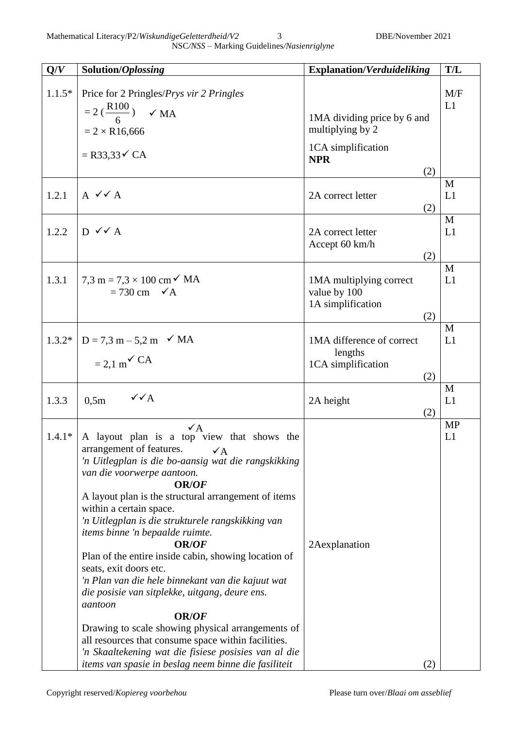| Q/*V* | Solution/*Oplossing* | Explanation/*Verduideliking* | T/L |
|---|---|---|---|
| 1.1.5* | Price for 2 Pringles/*Prys vir 2 Pringles* <br> $= 2\left(\frac{R100}{6}\right)$ ✓ MA <br> $= 2 \times R16,666$ <br> = R33,33 ✓ CA | 1MA dividing price by 6 and multiplying by 2 <br> 1CA simplification <br> **NPR** <br> (2) | M/F <br> L1 |
| 1.2.1 | A ✓✓ A | 2A correct letter <br> (2) | M <br> L1 |
| 1.2.2 | D ✓✓ A | 2A correct letter <br> Accept 60 km/h <br> (2) | M <br> L1 |
| 1.3.1 | 7,3 m = 7,3 × 100 cm ✓ MA <br> = 730 cm ✓A | 1MA multiplying correct value by 100 <br> 1A simplification <br> (2) | M <br> L1 |
| 1.3.2* | D = 7,3 m – 5,2 m ✓ MA <br> = 2,1 m ✓ CA | 1MA difference of correct lengths <br> 1CA simplification <br> (2) | M <br> L1 |
| 1.3.3 | 0,5m ✓✓A | 2A height <br> (2) | M <br> L1 |
| 1.4.1* | A layout plan is a top view ✓A that shows the arrangement of features. ✓A <br> *'n Uitlegplan is die bo-aansig wat die rangskikking van die voorwerpe aantoon.* <br> **OR/*OF*** <br> A layout plan is the structural arrangement of items within a certain space. <br> *'n Uitlegplan is die strukturele rangskikking van items binne 'n bepaalde ruimte.* <br> **OR/*OF*** <br> Plan of the entire inside cabin, showing location of seats, exit doors etc. <br> *'n Plan van die hele binnekant van die kajuut wat die posisie van sitplekke, uitgang, deure ens. aantoon* <br> **OR/*OF*** <br> Drawing to scale showing physical arrangements of all resources that consume space within facilities. <br> *'n Skaaltekening wat die fisiese posisies van al die items van spasie in beslag neem binne die fasiliteit* | 2Aexplanation <br> (2) | MP <br> L1 |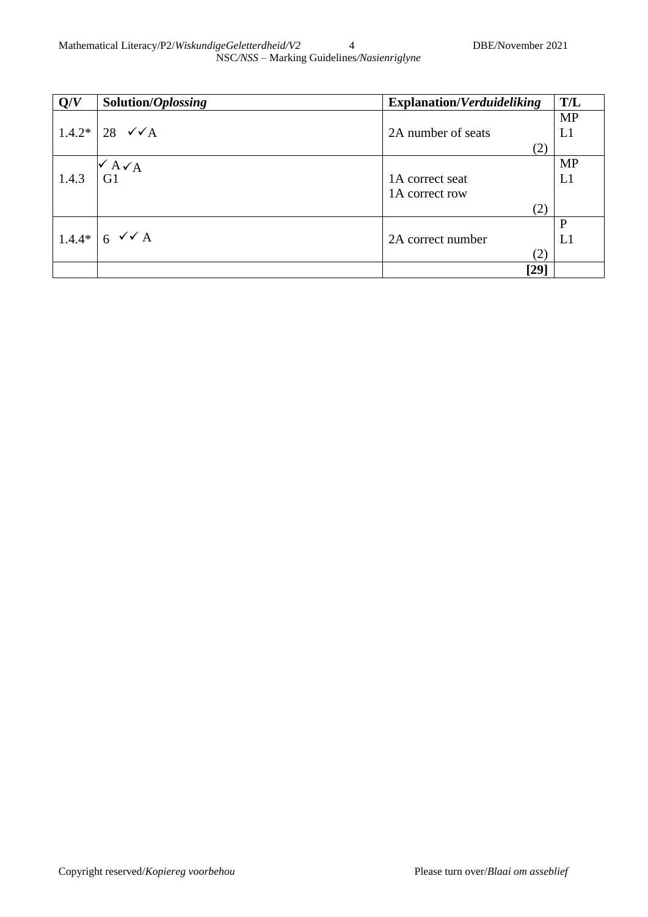| Q/*V* | Solution/*Oplossing* | Explanation/*Verduideliking* | T/L |
|---|---|---|---|
| 1.4.2* | 28 ✓✓A | 2A number of seats (2) | MP L1 |
| 1.4.3 | ✓A ✓A G1 | 1A correct seat 1A correct row (2) | MP L1 |
| 1.4.4* | 6 ✓✓ A | 2A correct number (2) | P L1 |
| | | **[29]** | |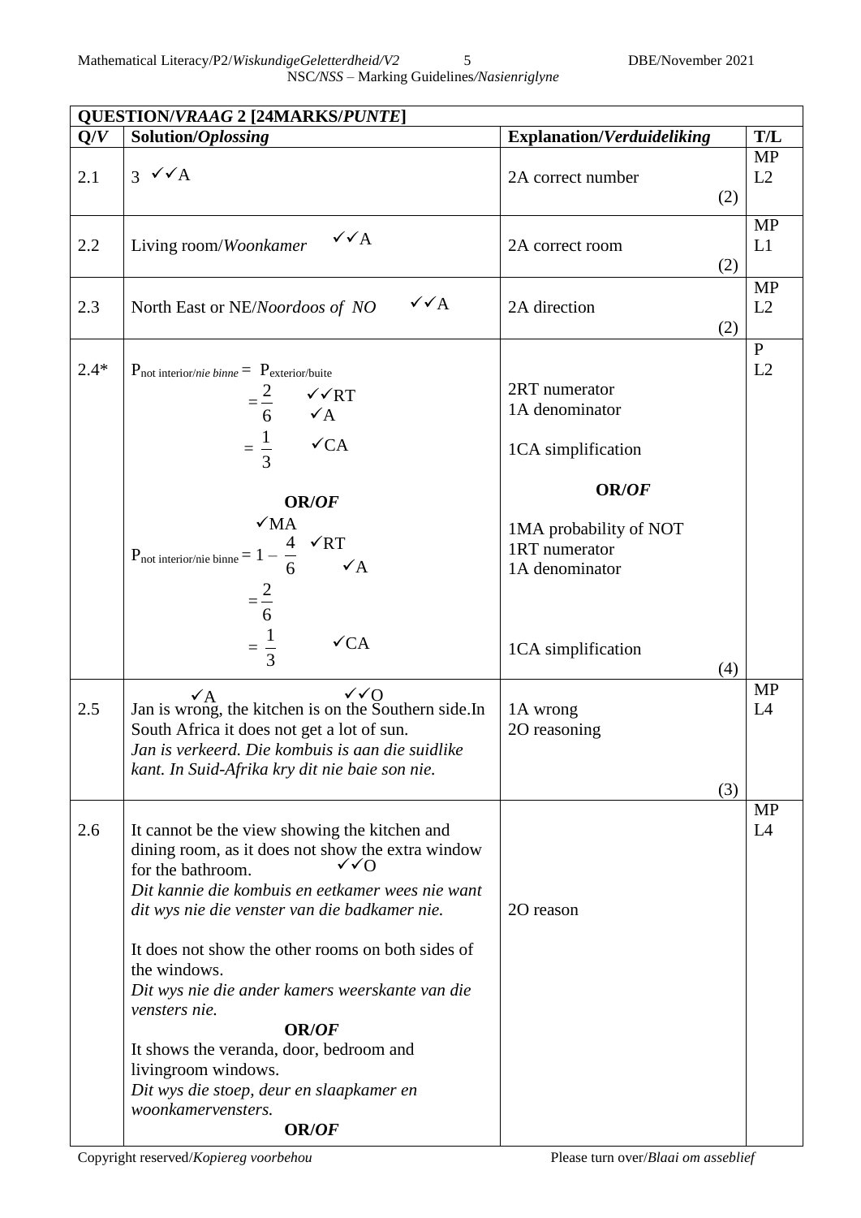| QUESTION/*VRAAG* 2 [24MARKS/*PUNTE*] | | | |
|---|---|---|---|
| **Q/*V*** | **Solution/*Oplossing*** | **Explanation/*Verduideliking*** | **T/L** |
| 2.1 | 3 ✓✓A | 2A correct number (2) | MP L2 |
| 2.2 | Living room/*Woonkamer* ✓✓A | 2A correct room (2) | MP L1 |
| 2.3 | North East or NE/*Noordoos of NO* ✓✓A | 2A direction (2) | MP L2 |
| 2.4* | $P_{\text{not interior/nie binne}} = P_{\text{exterior/buite}}$ <br> $= \frac{2}{6}$ ✓✓RT ✓A <br> $= \frac{1}{3}$ ✓CA <br><br> **OR/*OF*** <br><br> ✓MA <br> $P_{\text{not interior/nie binne}} = 1 - \frac{4}{6}$ ✓RT ✓A <br> $= \frac{2}{6}$ <br> $= \frac{1}{3}$ ✓CA | 2RT numerator <br> 1A denominator <br><br> 1CA simplification <br><br> **OR/*OF*** <br><br> 1MA probability of NOT <br> 1RT numerator <br> 1A denominator <br><br> 1CA simplification (4) | P L2 |
| 2.5 | Jan is wrong, ✓A the kitchen is on the Southern side. ✓✓O In South Africa it does not get a lot of sun. <br> *Jan is verkeerd. Die kombuis is aan die suidlike kant. In Suid-Afrika kry dit nie baie son nie.* | 1A wrong <br> 2O reasoning (3) | MP L4 |
| 2.6 | It cannot be the view showing the kitchen and dining room, as it does not show the extra window for the bathroom. ✓✓O <br> *Dit kannie die kombuis en eetkamer wees nie want dit wys nie die venster van die badkamer nie.* <br><br> It does not show the other rooms on both sides of the windows. <br> *Dit wys nie die ander kamers weerskante van die vensters nie.* <br> **OR/*OF*** <br> It shows the veranda, door, bedroom and livingroom windows. <br> *Dit wys die stoep, deur en slaapkamer en woonkamervensters.* <br> **OR/*OF*** | 2O reason | MP L4 |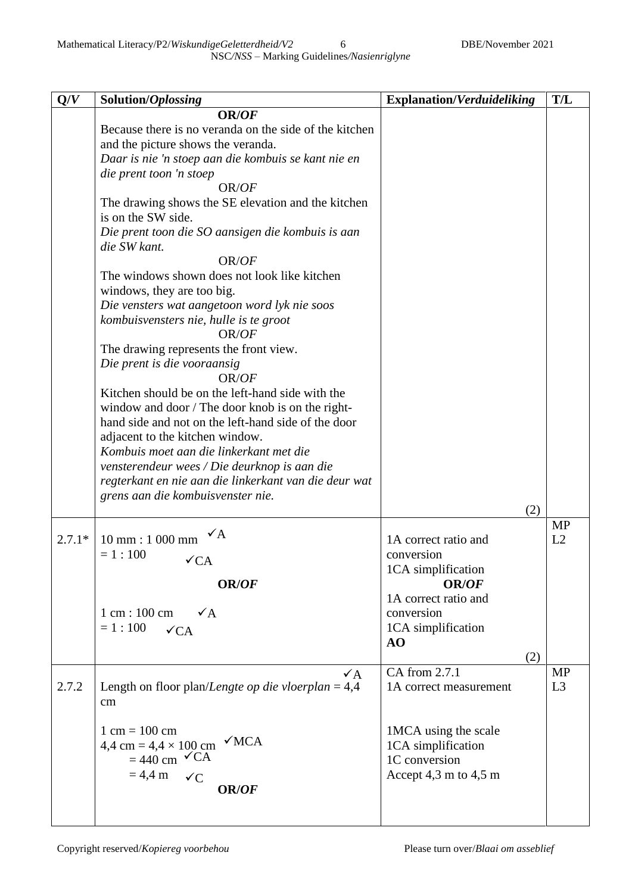| Q/V | Solution/*Oplossing* | Explanation/*Verduideliking* | T/L |
|---|---|---|---|
| | **OR/*OF***<br>Because there is no veranda on the side of the kitchen and the picture shows the veranda.<br>*Daar is nie 'n stoep aan die kombuis se kant nie en die prent toon 'n stoep*<br>OR/*OF*<br>The drawing shows the SE elevation and the kitchen is on the SW side.<br>*Die prent toon die SO aansigen die kombuis is aan die SW kant.*<br>OR/*OF*<br>The windows shown does not look like kitchen windows, they are too big.<br>*Die vensters wat aangetoon word lyk nie soos kombuisvensters nie, hulle is te groot*<br>OR/*OF*<br>The drawing represents the front view.<br>*Die prent is die vooraansig*<br>OR/*OF*<br>Kitchen should be on the left-hand side with the window and door / The door knob is on the right-hand side and not on the left-hand side of the door adjacent to the kitchen window.<br>*Kombuis moet aan die linkerkant met die vensterendeur wees / Die deurknop is aan die regterkant en nie aan die linkerkant van die deur wat grens aan die kombuisvenster nie.* | (2) | |
| 2.7.1* | 10 mm : 1 000 mm ✓A<br>= 1 : 100 ✓CA<br>**OR/*OF***<br>1 cm : 100 cm ✓A<br>= 1 : 100 ✓CA | 1A correct ratio and conversion<br>1CA simplification<br>**OR/*OF***<br>1A correct ratio and conversion<br>1CA simplification<br>**AO**<br>(2) | MP<br>L2 |
| 2.7.2 | Length on floor plan/*Lengte op die vloerplan* = 4,4 cm ✓A<br><br>1 cm = 100 cm<br>4,4 cm = 4,4 × 100 cm ✓MCA<br>= 440 cm ✓CA<br>= 4,4 m ✓C<br>**OR/*OF*** | CA from 2.7.1<br>1A correct measurement<br><br>1MCA using the scale<br>1CA simplification<br>1C conversion<br>Accept 4,3 m to 4,5 m | MP<br>L3 |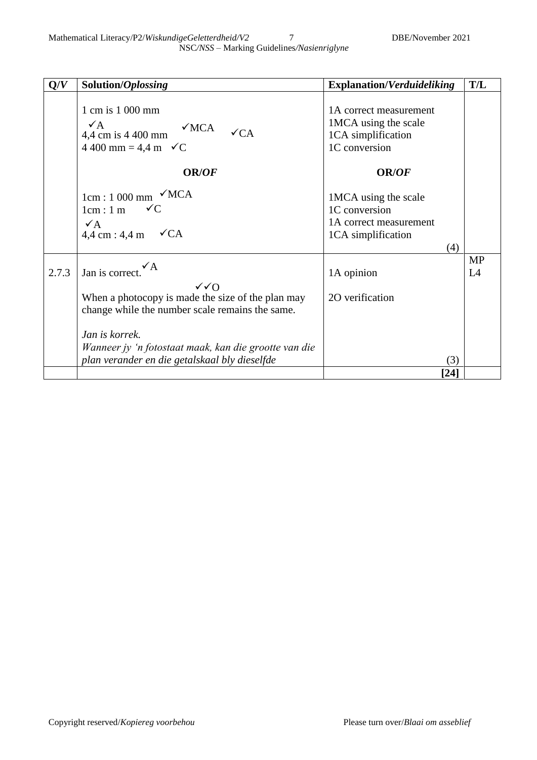| Q/*V* | Solution/*Oplossing* | Explanation/*Verduideliking* | T/L |
|---|---|---|---|
| | 1 cm is 1 000 mm<br>✓A ✓MCA ✓CA<br>4,4 cm is 4 400 mm<br>4 400 mm = 4,4 m ✓C<br><br>**OR/*OF***<br><br>1cm : 1 000 mm ✓MCA<br>1cm : 1 m ✓C<br>✓A<br>4,4 cm : 4,4 m ✓CA | 1A correct measurement<br>1MCA using the scale<br>1CA simplification<br>1C conversion<br><br>**OR/*OF***<br><br>1MCA using the scale<br>1C conversion<br>1A correct measurement<br>1CA simplification<br>(4) | |
| 2.7.3 | Jan is correct. ✓A<br>✓✓O<br>When a photocopy is made the size of the plan may change while the number scale remains the same.<br><br>*Jan is korrek.*<br>*Wanneer jy 'n fotostaat maak, kan die grootte van die plan verander en die getalskaal bly dieselfde* | 1A opinion<br><br>2O verification<br><br><br><br>(3) | MP<br>L4 |
| | | **[24]** | |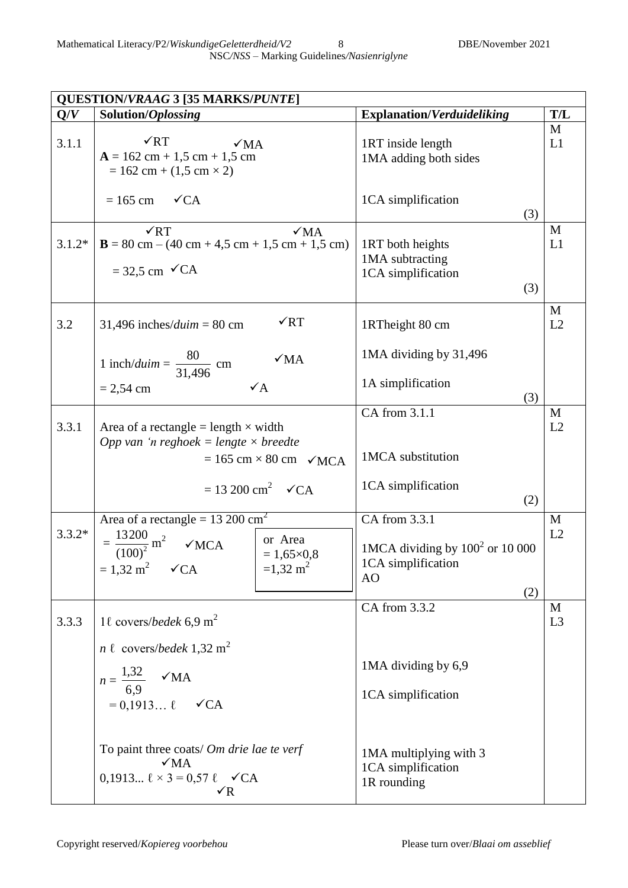| QUESTION/*VRAAG* 3 [35 MARKS/*PUNTE*] | | | |
|---|---|---|---|
| **Q/*V*** | **Solution/*Oplossing*** | **Explanation/*Verduideliking*** | **T/L** |
| 3.1.1 | ✓RT ✓MA<br>**A** = 162 cm + 1,5 cm + 1,5 cm<br>= 162 cm + (1,5 cm × 2)<br>= 165 cm ✓CA | 1RT inside length<br>1MA adding both sides<br>1CA simplification<br>(3) | M<br>L1 |
| 3.1.2* | ✓RT ✓MA<br>**B** = 80 cm – (40 cm + 4,5 cm + 1,5 cm + 1,5 cm)<br>= 32,5 cm ✓CA | 1RT both heights<br>1MA subtracting<br>1CA simplification<br>(3) | M<br>L1 |
| 3.2 | 31,496 inches/*duim* = 80 cm ✓RT<br>1 inch/*duim* = $\frac{80}{31{,}496}$ cm ✓MA<br>= 2,54 cm ✓A | 1RTheight 80 cm<br>1MA dividing by 31,496<br>1A simplification<br>(3) | M<br>L2 |
| 3.3.1 | Area of a rectangle = length × width<br>*Opp van 'n reghoek = lengte × breedte*<br>= 165 cm × 80 cm ✓MCA<br>= 13 200 cm$^2$ ✓CA | CA from 3.1.1<br>1MCA substitution<br>1CA simplification<br>(2) | M<br>L2 |
| 3.3.2* | Area of a rectangle = 13 200 cm$^2$<br>= $\frac{13200}{(100)^2}$ m$^2$ ✓MCA<br>= 1,32 m$^2$ ✓CA<br>or Area = 1,65×0,8 =1,32 m$^2$ | CA from 3.3.1<br>1MCA dividing by 100$^2$ or 10 000<br>1CA simplification<br>AO<br>(2) | M<br>L2 |
| 3.3.3 | 1ℓ covers/*bedek* 6,9 m$^2$<br>*n* ℓ covers/*bedek* 1,32 m$^2$<br>$n = \frac{1{,}32}{6{,}9}$ ✓MA<br>= 0,1913… ℓ ✓CA<br>To paint three coats/ *Om drie lae te verf*<br>✓MA<br>0,1913... ℓ × 3 = 0,57 ℓ ✓CA<br>✓R | CA from 3.3.2<br>1MA dividing by 6,9<br>1CA simplification<br>1MA multiplying with 3<br>1CA simplification<br>1R rounding | M<br>L3 |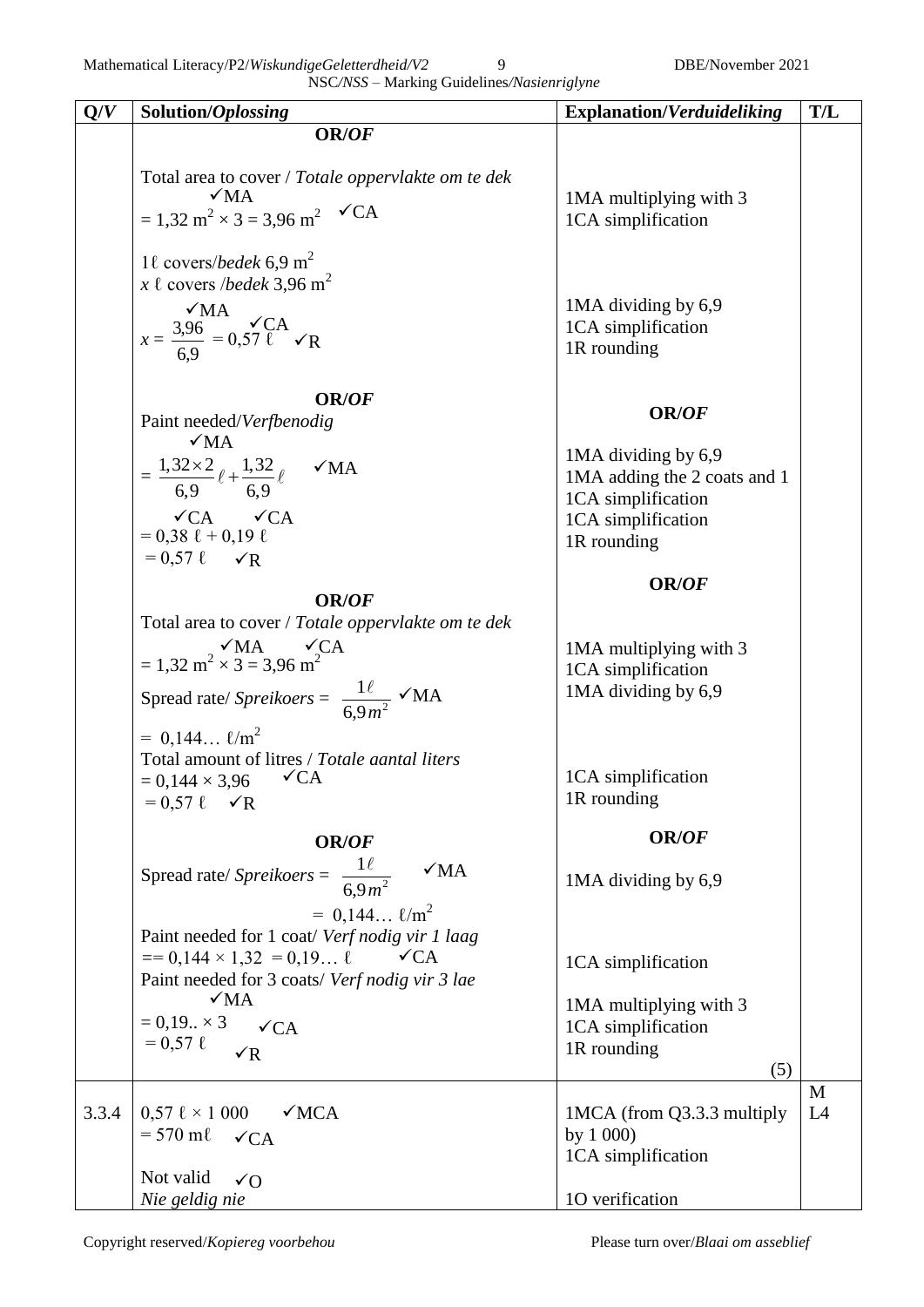| Q/V | Solution/*Oplossing* | Explanation/*Verduideliking* | T/L |
|---|---|---|---|
| | **OR/*OF*** <br><br> Total area to cover / *Totale oppervlakte om te dek* <br> $= 1{,}32\ m^2 \times 3 = 3{,}96\ m^2$ ✓MA ✓CA <br><br> 1ℓ covers/*bedek* 6,9 $m^2$ <br> $x$ ℓ covers /*bedek* 3,96 $m^2$ <br> $x = \frac{3{,}96}{6{,}9} = 0{,}57\ \ell$ ✓MA ✓CA ✓R | 1MA multiplying with 3 <br> 1CA simplification <br><br> 1MA dividing by 6,9 <br> 1CA simplification <br> 1R rounding | |
| | **OR/*OF*** <br> Paint needed/*Verfbenodig* <br> $= \frac{1{,}32 \times 2}{6{,}9}\ell + \frac{1{,}32}{6{,}9}\ell$ ✓MA ✓MA <br> $= 0{,}38\ \ell + 0{,}19\ \ell$ ✓CA ✓CA <br> $= 0{,}57\ \ell$ ✓R | **OR/*OF*** <br> 1MA dividing by 6,9 <br> 1MA adding the 2 coats and 1 <br> 1CA simplification <br> 1CA simplification <br> 1R rounding | |
| | **OR/*OF*** <br> Total area to cover / *Totale oppervlakte om te dek* <br> $= 1{,}32\ m^2 \times 3 = 3{,}96\ m^2$ ✓MA ✓CA <br> Spread rate/ *Spreikoers* = $\frac{1\ell}{6{,}9m^2}$ ✓MA <br> $= 0{,}144\ldots\ \ell/m^2$ <br> Total amount of litres / *Totale aantal liters* <br> $= 0{,}144 \times 3{,}96$ ✓CA <br> $= 0{,}57\ \ell$ ✓R | **OR/*OF*** <br> 1MA multiplying with 3 <br> 1CA simplification <br> 1MA dividing by 6,9 <br><br> 1CA simplification <br> 1R rounding | |
| | **OR/*OF*** <br> Spread rate/ *Spreikoers* = $\frac{1\ell}{6{,}9m^2}$ ✓MA <br> $= 0{,}144\ldots\ \ell/m^2$ <br> Paint needed for 1 coat/ *Verf nodig vir 1 laag* <br> $== 0{,}144 \times 1{,}32 = 0{,}19\ldots\ \ell$ ✓CA <br> Paint needed for 3 coats/ *Verf nodig vir 3 lae* <br> $= 0{,}19.. \times 3$ ✓MA ✓CA <br> $= 0{,}57\ \ell$ ✓R | **OR/*OF*** <br> 1MA dividing by 6,9 <br><br> 1CA simplification <br><br> 1MA multiplying with 3 <br> 1CA simplification <br> 1R rounding <br> (5) | |
| 3.3.4 | $0{,}57\ \ell \times 1\ 000$ ✓MCA <br> $= 570\ m\ell$ ✓CA <br><br> Not valid ✓O <br> *Nie geldig nie* | 1MCA (from Q3.3.3 multiply by 1 000) <br> 1CA simplification <br><br> 1O verification | M <br> L4 |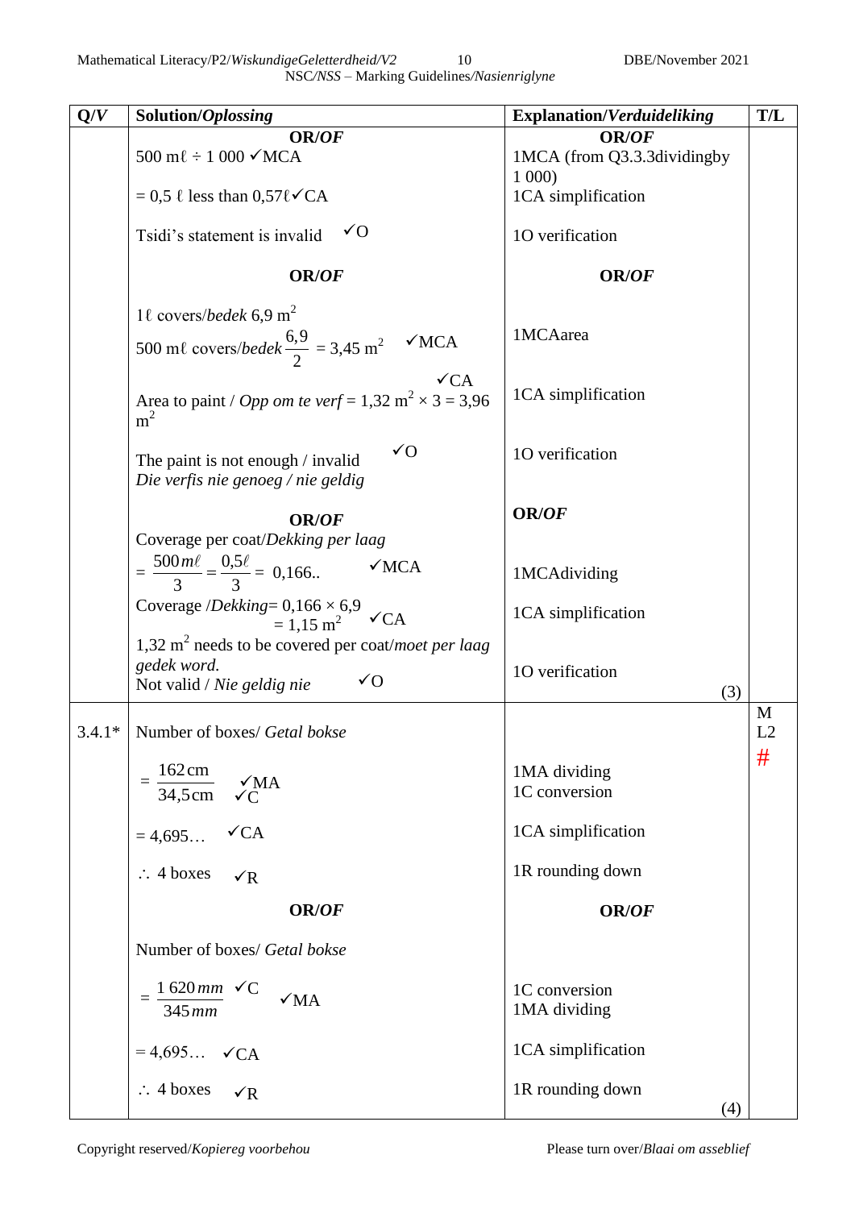| Q/V | Solution/*Oplossing* | Explanation/*Verduideliking* | T/L |
|---|---|---|---|
| | **OR/*OF*** <br> 500 mℓ ÷ 1 000 ✓MCA <br> = 0,5 ℓ less than 0,57ℓ✓CA <br> Tsidi's statement is invalid ✓O <br><br> **OR/*OF*** <br><br> 1ℓ covers/*bedek* 6,9 $m^2$ <br> 500 mℓ covers/*bedek* $\frac{6,9}{2}$ = 3,45 $m^2$ ✓MCA <br> Area to paint / *Opp om te verf* = 1,32 $m^2$ × 3 = 3,96 $m^2$ ✓CA <br> The paint is not enough / invalid ✓O <br> *Die verfis nie genoeg / nie geldig* <br><br> **OR/*OF*** <br> Coverage per coat/*Dekking per laag* <br> $= \frac{500\,m\ell}{3} = \frac{0,5\ell}{3} = 0,166..$ ✓MCA <br> Coverage /*Dekking*= 0,166 × 6,9 <br> = 1,15 $m^2$ ✓CA <br> 1,32 $m^2$ needs to be covered per coat/*moet per laag gedek word.* <br> Not valid / *Nie geldig nie* ✓O | **OR/*OF*** <br> 1MCA (from Q3.3.3dividingby 1 000) <br> 1CA simplification <br> 1O verification <br><br> **OR/*OF*** <br><br> 1MCAarea <br> 1CA simplification <br> 1O verification <br><br> **OR/*OF*** <br> 1MCAdividing <br> 1CA simplification <br> 1O verification <br> (3) | |
| 3.4.1* | Number of boxes/ *Getal bokse* <br> $= \frac{162\,\text{cm}}{34,5\,\text{cm}}$ ✓MA ✓C <br> = 4,695… ✓CA <br> ∴ 4 boxes ✓R <br><br> **OR/*OF*** <br><br> Number of boxes/ *Getal bokse* <br> $= \frac{1\,620\,mm}{345\,mm}$ ✓C ✓MA <br> = 4,695… ✓CA <br> ∴ 4 boxes ✓R | 1MA dividing <br> 1C conversion <br> 1CA simplification <br> 1R rounding down <br><br> **OR/*OF*** <br><br> 1C conversion <br> 1MA dividing <br> 1CA simplification <br> 1R rounding down <br> (4) | M <br> L2 <br> # |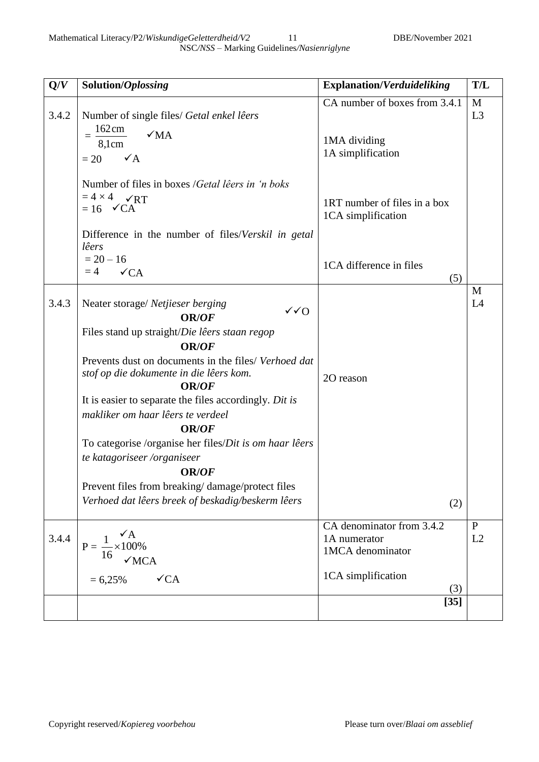| Q/*V* | Solution/*Oplossing* | Explanation/*Verduideliking* | T/L |
|---|---|---|---|
| 3.4.2 | Number of single files/ *Getal enkel lêers*<br>$= \frac{162\,\text{cm}}{8{,}1\,\text{cm}}$ ✓MA<br>$= 20$ ✓A<br><br>Number of files in boxes /*Getal lêers in 'n boks*<br>$= 4 \times 4$ ✓RT<br>$= 16$ ✓CA<br><br>Difference in the number of files/*Verskil in getal lêers*<br>$= 20 - 16$<br>$= 4$ ✓CA | CA number of boxes from 3.4.1<br><br>1MA dividing<br>1A simplification<br><br>1RT number of files in a box<br>1CA simplification<br><br>1CA difference in files<br>(5) | M<br>L3 |
| 3.4.3 | Neater storage/ *Netjieser berging* ✓✓O<br>**OR/*OF***<br>Files stand up straight/*Die lêers staan regop*<br>**OR/*OF***<br>Prevents dust on documents in the files/ *Verhoed dat stof op die dokumente in die lêers kom.*<br>**OR/*OF***<br>It is easier to separate the files accordingly. *Dit is makliker om haar lêers te verdeel*<br>**OR/*OF***<br>To categorise /organise her files/*Dit is om haar lêers te katagoriseer /organiseer*<br>**OR/*OF***<br>Prevent files from breaking/ damage/protect files<br>*Verhoed dat lêers breek of beskadig/beskerm lêers* | 2O reason<br><br>(2) | M<br>L4 |
| 3.4.4 | $P = \frac{1}{16} \times 100\%$ ✓A ✓MCA<br><br>$= 6{,}25\%$ ✓CA | CA denominator from 3.4.2<br>1A numerator<br>1MCA denominator<br><br>1CA simplification<br>(3) | P<br>L2 |
| | | **[35]** | |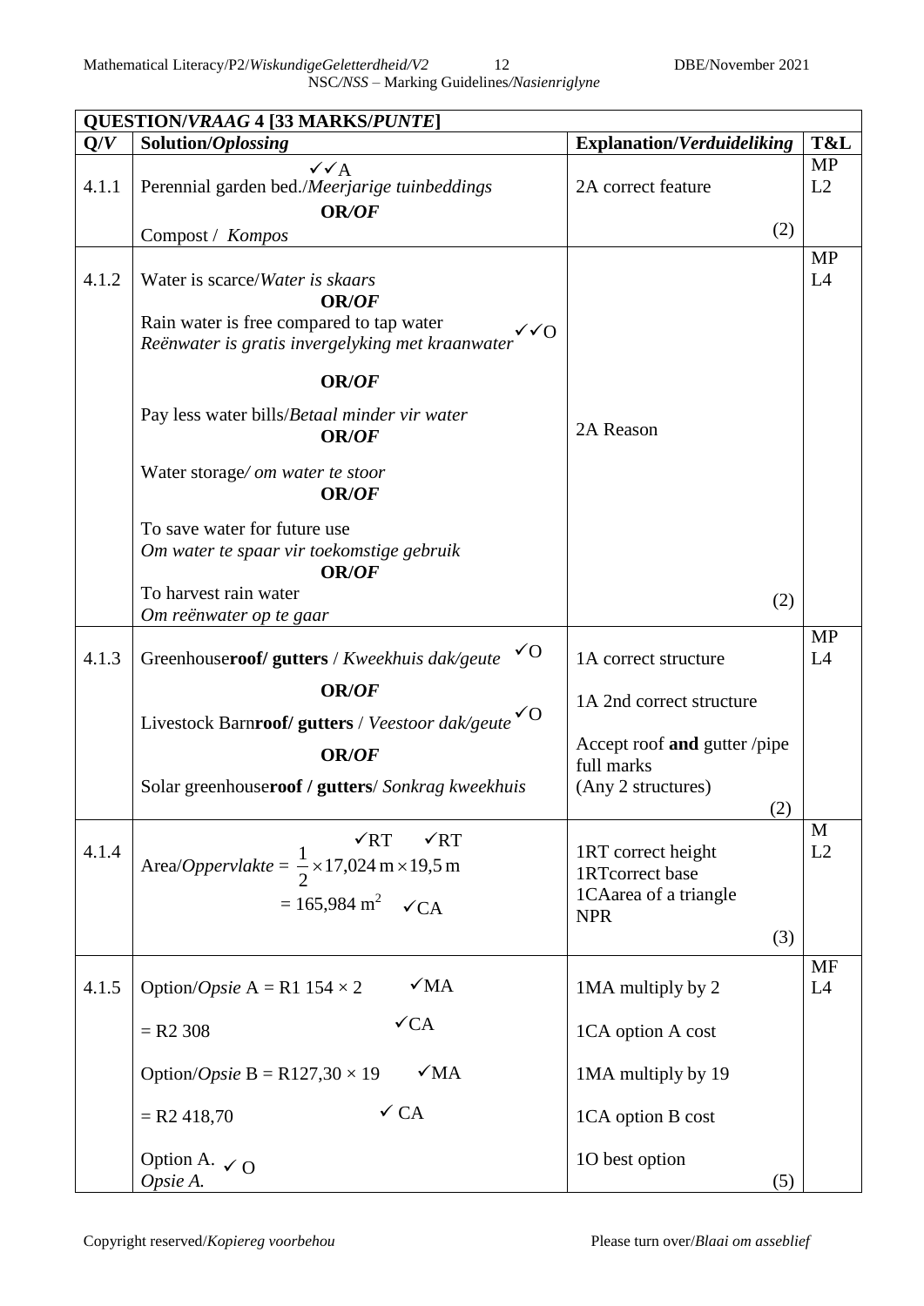| QUESTION/*VRAAG* 4 [33 MARKS/*PUNTE*] | | | |
|---|---|---|---|
| **Q/*V*** | **Solution/*Oplossing*** | **Explanation/*Verduideliking*** | **T&L** |
| 4.1.1 | ✓✓A<br>Perennial garden bed./*Meerjarige tuinbeddings*<br>**OR/*OF***<br>Compost / *Kompos* | 2A correct feature<br>(2) | MP<br>L2 |
| 4.1.2 | Water is scarce/*Water is skaars*<br>**OR/*OF***<br>Rain water is free compared to tap water<br>*Reënwater is gratis invergelyking met kraanwater* ✓✓O<br>**OR/*OF***<br>Pay less water bills/*Betaal minder vir water*<br>**OR/*OF***<br>Water storage/ *om water te stoor*<br>**OR/*OF***<br>To save water for future use<br>*Om water te spaar vir toekomstige gebruik*<br>**OR/*OF***<br>To harvest rain water<br>*Om reënwater op te gaar* | 2A Reason<br>(2) | MP<br>L4 |
| 4.1.3 | Greenhouse**roof/ gutters** / *Kweekhuis dak/geute* ✓O<br>**OR/*OF***<br>Livestock Barn**roof/ gutters** / *Veestoor dak/geute* ✓O<br>**OR/*OF***<br>Solar greenhouse**roof / gutters**/ *Sonkrag kweekhuis* | 1A correct structure<br>1A 2nd correct structure<br>Accept roof **and** gutter /pipe full marks<br>(Any 2 structures)<br>(2) | MP<br>L4 |
| 4.1.4 | ✓RT ✓RT<br>Area/*Oppervlakte* = $\frac{1}{2} \times 17{,}024\text{ m} \times 19{,}5\text{ m}$<br>$= 165{,}984\text{ m}^2$ ✓CA | 1RT correct height<br>1RTcorrect base<br>1CAarea of a triangle<br>NPR<br>(3) | M<br>L2 |
| 4.1.5 | Option/*Opsie* A = R1 154 × 2 ✓MA<br>= R2 308 ✓CA<br>Option/*Opsie* B = R127,30 × 19 ✓MA<br>= R2 418,70 ✓ CA<br>Option A. ✓ O<br>*Opsie A.* | 1MA multiply by 2<br>1CA option A cost<br>1MA multiply by 19<br>1CA option B cost<br>1O best option<br>(5) | MF<br>L4 |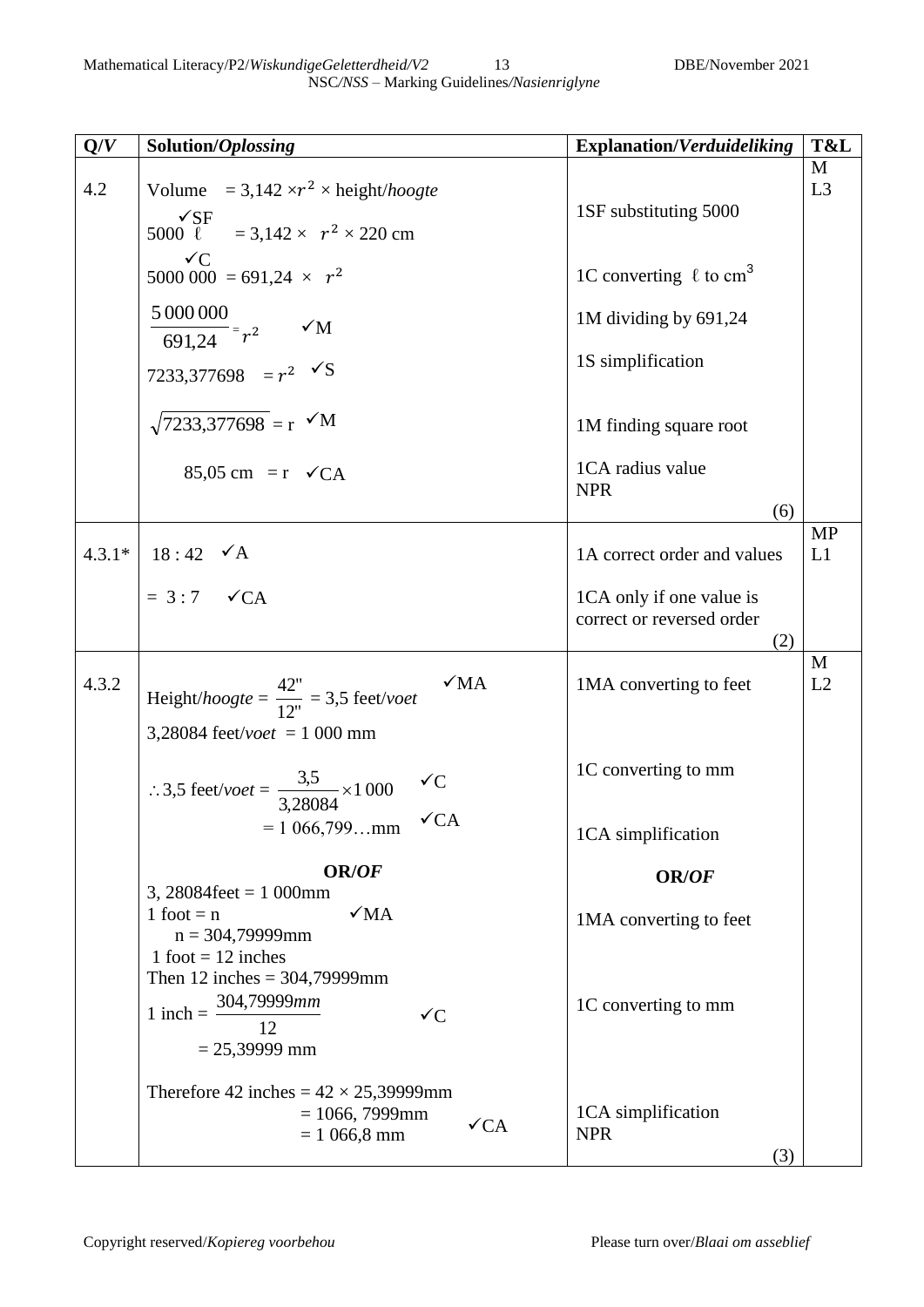| Q/V | Solution/*Oplossing* | Explanation/*Verduideliking* | T&L |
|---|---|---|---|
| 4.2 | Volume $= 3{,}142 \times r^2 \times$ height/*hoogte*<br>✓SF<br>5000 ℓ $= 3{,}142 \times r^2 \times 220$ cm<br>✓C<br>5000 000 $= 691{,}24 \times r^2$<br>$\frac{5\,000\,000}{691{,}24} = r^2$ ✓M<br>$7233{,}377698 = r^2$ ✓S<br>$\sqrt{7233{,}377698} = r$ ✓M<br>85,05 cm $= r$ ✓CA | 1SF substituting 5000<br>1C converting ℓ to $cm^3$<br>1M dividing by 691,24<br>1S simplification<br>1M finding square root<br>1CA radius value<br>NPR<br>(6) | M<br>L3 |
| 4.3.1* | 18 : 42 ✓A<br>= 3 : 7 ✓CA | 1A correct order and values<br>1CA only if one value is correct or reversed order<br>(2) | MP<br>L1 |
| 4.3.2 | Height/*hoogte* $= \frac{42"}{12"} = 3{,}5$ feet/*voet* ✓MA<br>3,28084 feet/*voet* = 1 000 mm<br>$\therefore 3{,}5$ feet/*voet* $= \frac{3{,}5}{3{,}28084} \times 1\,000$ ✓C<br>$= 1\,066{,}799\ldots$mm ✓CA<br>**OR/*OF***<br>3, 28084feet = 1 000mm<br>1 foot = n ✓MA<br>n = 304,79999mm<br>1 foot = 12 inches<br>Then 12 inches = 304,79999mm<br>1 inch $= \frac{304{,}79999mm}{12}$ ✓C<br>= 25,39999 mm<br>Therefore 42 inches = 42 × 25,39999mm<br>= 1066, 7999mm<br>= 1 066,8 mm ✓CA | 1MA converting to feet<br>1C converting to mm<br>1CA simplification<br>**OR/*OF***<br>1MA converting to feet<br>1C converting to mm<br>1CA simplification<br>NPR<br>(3) | M<br>L2 |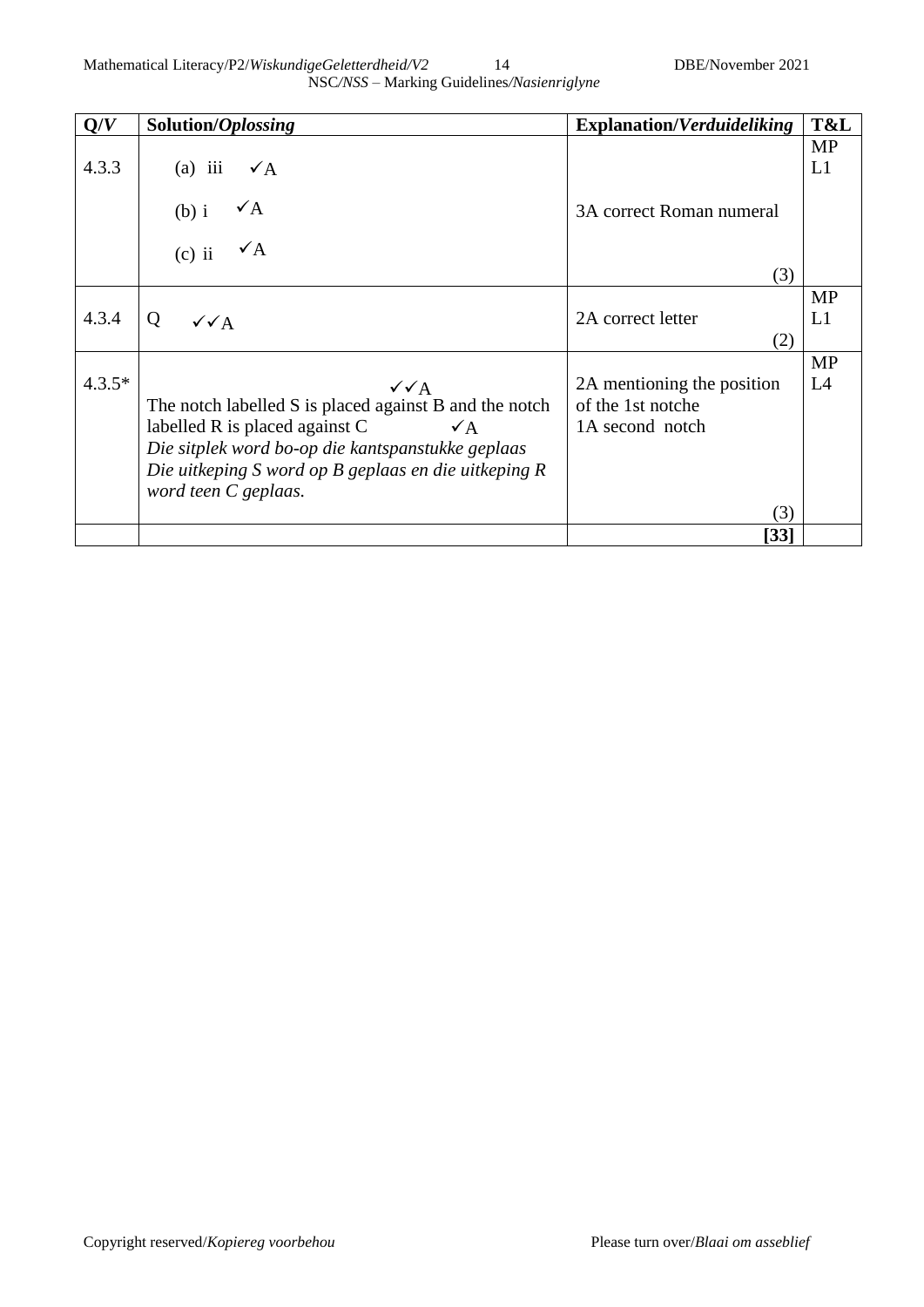| Q/*V* | Solution/*Oplossing* | Explanation/*Verduideliking* | T&L |
|---|---|---|---|
| 4.3.3 | (a) iii ✓A<br>(b) i ✓A<br>(c) ii ✓A | 3A correct Roman numeral<br>(3) | MP<br>L1 |
| 4.3.4 | Q ✓✓A | 2A correct letter<br>(2) | MP<br>L1 |
| 4.3.5* | ✓✓A<br>The notch labelled S is placed against B and the notch labelled R is placed against C ✓A<br>*Die sitplek word bo-op die kantspanstukke geplaas*<br>*Die uitkeping S word op B geplaas en die uitkeping R word teen C geplaas.* | 2A mentioning the position of the 1st notche<br>1A second notch<br>(3) | MP<br>L4 |
| | | **[33]** | |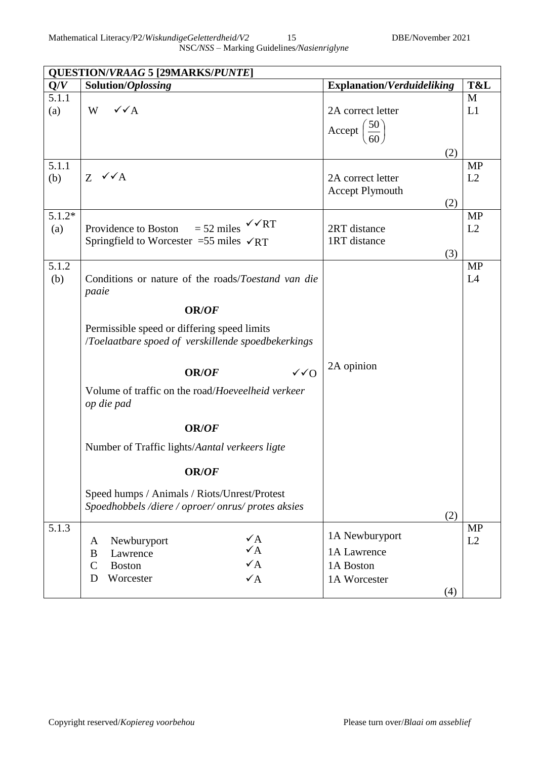| **QUESTION/*VRAAG* 5 [29MARKS/*PUNTE*]** | | | |
|---|---|---|---|
| **Q/*V*** | **Solution/*Oplossing*** | **Explanation/*Verduideliking*** | **T&L** |
| 5.1.1 (a) | W ✓✓A | 2A correct letter<br>Accept $\left(\frac{50}{60}\right)$<br>(2) | M<br>L1 |
| 5.1.1 (b) | Z ✓✓A | 2A correct letter<br>Accept Plymouth<br>(2) | MP<br>L2 |
| 5.1.2* (a) | Providence to Boston = 52 miles ✓✓RT<br>Springfield to Worcester =55 miles ✓RT | 2RT distance<br>1RT distance<br>(3) | MP<br>L2 |
| 5.1.2 (b) | Conditions or nature of the roads/*Toestand van die paaie*<br>**OR/*OF***<br>Permissible speed or differing speed limits /*Toelaatbare spoed of verskillende spoedbekerkings*<br>**OR/*OF*** ✓✓O<br>Volume of traffic on the road/*Hoeveelheid verkeer op die pad*<br>**OR/*OF***<br>Number of Traffic lights/*Aantal verkeers ligte*<br>**OR/*OF***<br>Speed humps / Animals / Riots/Unrest/Protest<br>*Spoedhobbels /diere / oproer/ onrus/ protes aksies* | 2A opinion<br>(2) | MP<br>L4 |
| 5.1.3 | A Newburyport ✓A<br>B Lawrence ✓A<br>C Boston ✓A<br>D Worcester ✓A | 1A Newburyport<br>1A Lawrence<br>1A Boston<br>1A Worcester<br>(4) | MP<br>L2 |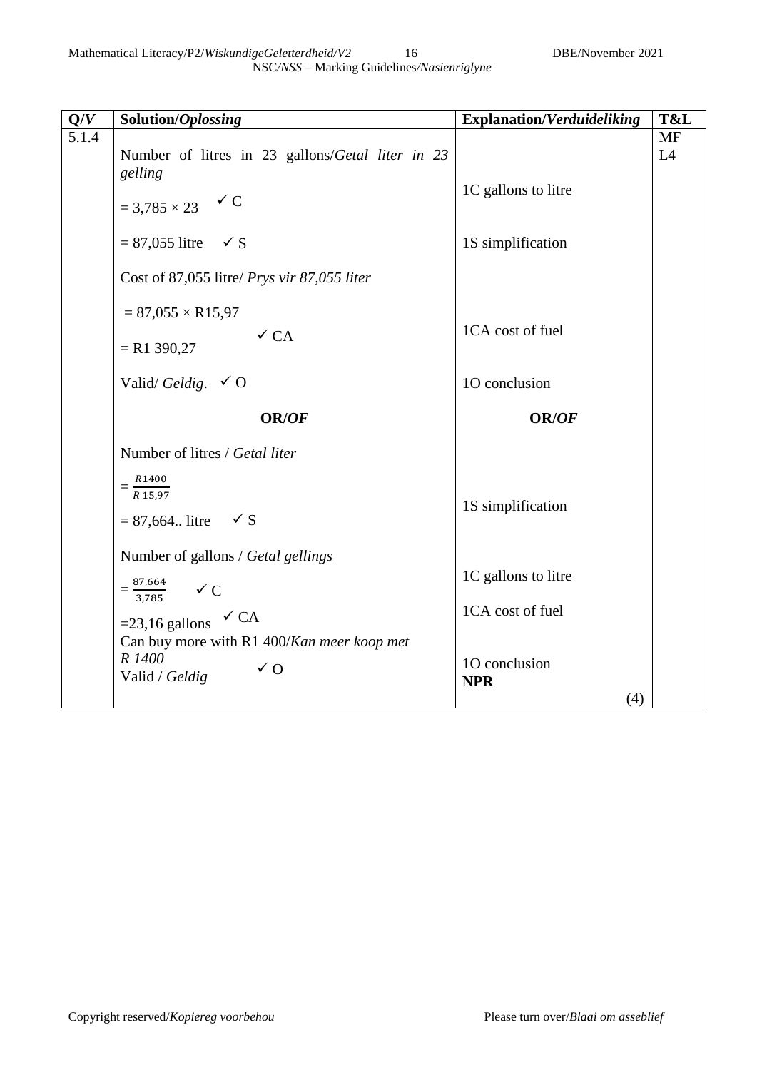| Q/*V* | Solution/*Oplossing* | Explanation/*Verduideliking* | T&L |
|---|---|---|---|
| 5.1.4 | Number of litres in 23 gallons/*Getal liter in 23 gelling*<br>$= 3{,}785 \times 23$ ✓C<br>$= 87{,}055$ litre ✓S<br>Cost of 87,055 litre/ *Prys vir 87,055 liter*<br>$= 87{,}055 \times$ R15,97<br>$=$ R1 390,27 ✓CA<br>Valid/ *Geldig*. ✓O<br><br>**OR/*OF***<br><br>Number of litres / *Getal liter*<br>$= \frac{R1400}{R\,15{,}97}$<br>$= 87{,}664..$ litre ✓S<br>Number of gallons / *Getal gellings*<br>$= \frac{87{,}664}{3{,}785}$ ✓C<br>$=23{,}16$ gallons ✓CA<br>Can buy more with R1 400/*Kan meer koop met R 1400*<br>Valid / *Geldig* ✓O | 1C gallons to litre<br>1S simplification<br>1CA cost of fuel<br>1O conclusion<br><br>**OR/*OF***<br><br>1S simplification<br>1C gallons to litre<br>1CA cost of fuel<br>1O conclusion<br>**NPR**<br>(4) | MF<br>L4 |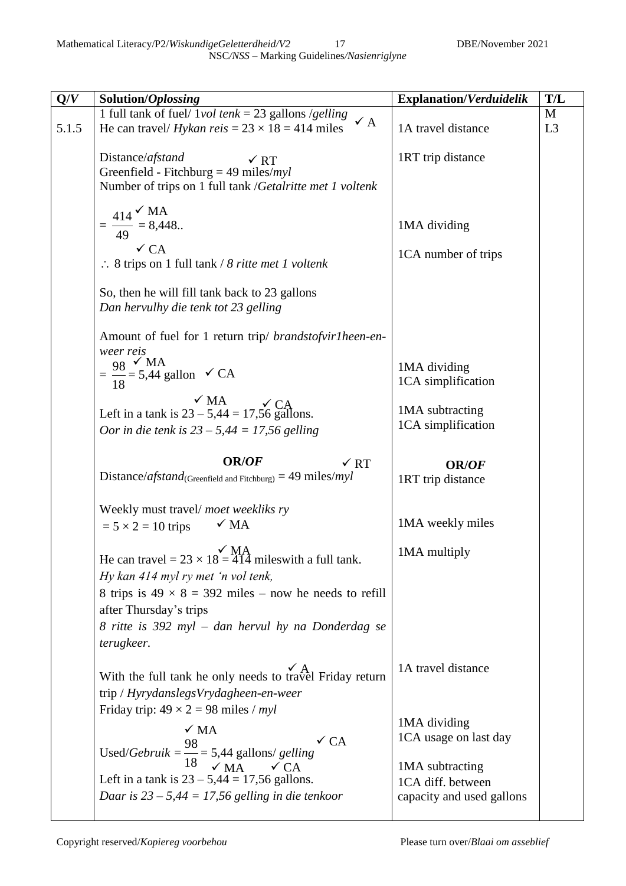| Q/V | Solution/*Oplossing* | Explanation/*Verduidelik* | T/L |
|---|---|---|---|
| 5.1.5 | 1 full tank of fuel/ 1*vol tenk* = 23 gallons /*gelling*<br>He can travel/ *Hykan reis* = 23 × 18 = 414 miles ✓A<br><br>Distance/*afstand* ✓RT<br>Greenfield - Fitchburg = 49 miles/*myl*<br>Number of trips on 1 full tank /*Getalritte met 1 voltenk*<br><br>$= \frac{414}{49}$ ✓MA $= 8{,}448..$<br>✓CA<br>∴ 8 trips on 1 full tank / *8 ritte met 1 voltenk*<br><br>So, then he will fill tank back to 23 gallons<br>*Dan hervulhy die tenk tot 23 gelling*<br><br>Amount of fuel for 1 return trip/ *brandstofvir1heen-en-weer reis*<br>$= \frac{98}{18}$ ✓MA $= 5{,}44$ gallon ✓CA<br><br>Left in a tank is 23 – 5,44 ✓MA = 17,56 ✓CA gallons.<br>*Oor in die tenk is 23 – 5,44 = 17,56 gelling*<br><br>**OR/*OF***<br>Distance/*afstand*$_{(\text{Greenfield and Fitchburg})}$ = 49 miles/*myl* ✓RT<br><br>Weekly must travel/ *moet weekliks ry*<br>= 5 × 2 = 10 trips ✓MA<br><br>He can travel = 23 × 18 ✓MA = 414 mileswith a full tank.<br>*Hy kan 414 myl ry met 'n vol tenk,*<br>8 trips is 49 × 8 = 392 miles – now he needs to refill after Thursday's trips<br>*8 ritte is 392 myl – dan hervul hy na Donderdag se terugkeer.*<br><br>With the full tank he only needs to travel ✓A Friday return trip / *HyrydanslegsVrydagheen-en-weer*<br>Friday trip: 49 × 2 = 98 miles / *myl*<br><br>Used/*Gebruik* = $\frac{98}{18}$ ✓MA = 5,44 gallons/ *gelling* ✓CA<br>Left in a tank is 23 – 5,44 ✓MA = 17,56 ✓CA gallons.<br>*Daar is 23 – 5,44 = 17,56 gelling in die tenkoor* | 1A travel distance<br><br>1RT trip distance<br><br>1MA dividing<br><br>1CA number of trips<br><br>1MA dividing<br>1CA simplification<br><br>1MA subtracting<br>1CA simplification<br><br>**OR/*OF***<br>1RT trip distance<br><br>1MA weekly miles<br><br>1MA multiply<br><br>1A travel distance<br><br>1MA dividing<br>1CA usage on last day<br><br>1MA subtracting<br>1CA diff. between capacity and used gallons | M<br>L3 |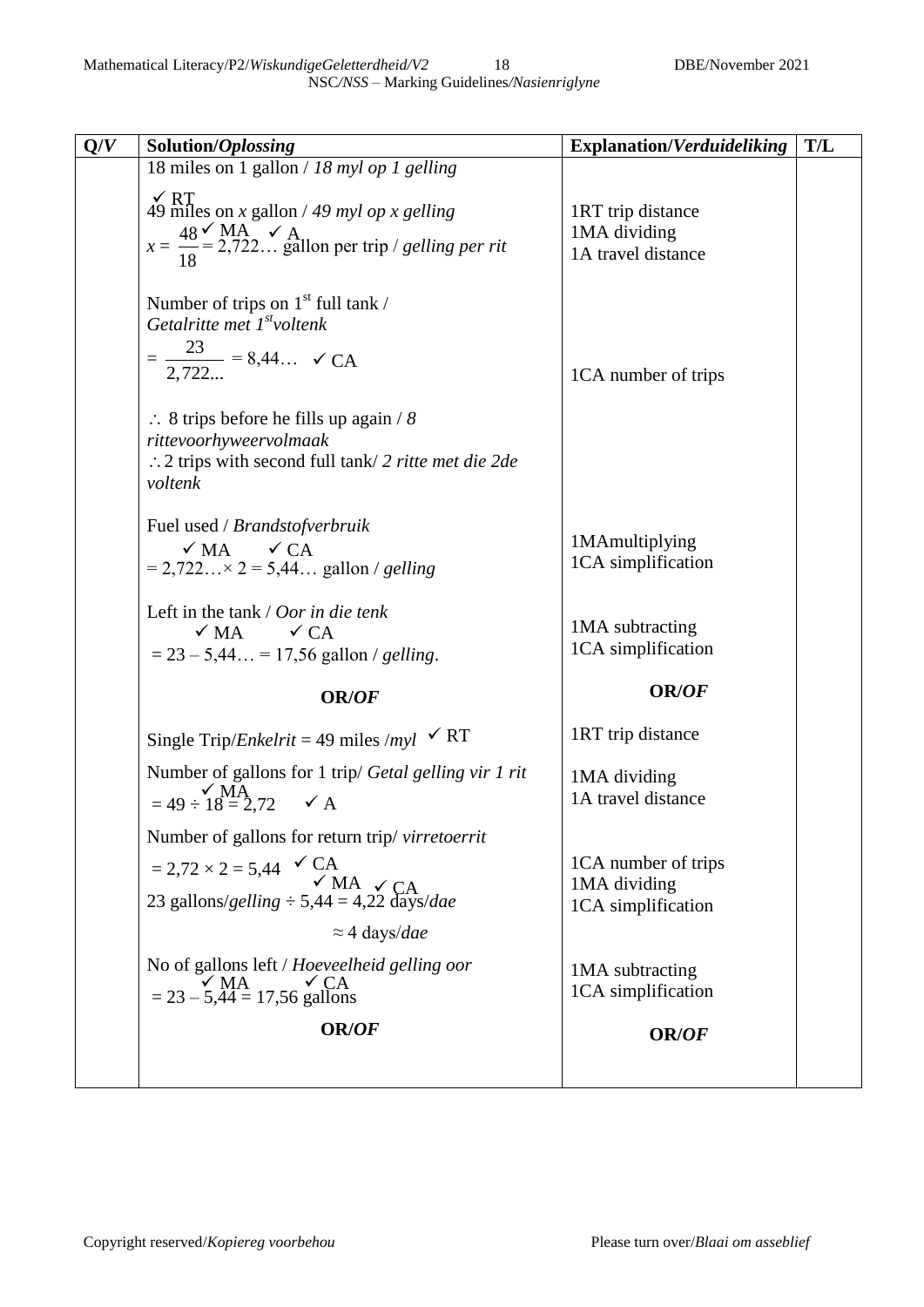| Q/*V* | Solution/*Oplossing* | Explanation/*Verduideliking* | T/L |
|---|---|---|---|
| | 18 miles on 1 gallon / *18 myl op 1 gelling*<br><br>✓ RT<br>49 miles on $x$ gallon / *49 myl op x gelling*<br>$x = \frac{48}{18}$ ✓ MA $= 2{,}722\ldots$ ✓ A gallon per trip / *gelling per rit* | 1RT trip distance<br>1MA dividing<br>1A travel distance | |
| | Number of trips on 1[st] full tank / *Getalritte met 1[st]voltenk*<br>$= \frac{23}{2{,}722...} = 8{,}44\ldots$ ✓ CA | 1CA number of trips | |
| | $\therefore$ 8 trips before he fills up again / *8 rittevoorhyweervolmaak*<br>$\therefore$ 2 trips with second full tank/ *2 ritte met die 2de voltenk* | | |
| | Fuel used / *Brandstofverbruik*<br>✓ MA ✓ CA<br>$= 2{,}722\ldots \times 2 = 5{,}44\ldots$ gallon / *gelling* | 1MAmultiplying<br>1CA simplification | |
| | Left in the tank / *Oor in die tenk*<br>✓ MA ✓ CA<br>$= 23 - 5{,}44\ldots = 17{,}56$ gallon / *gelling*. | 1MA subtracting<br>1CA simplification | |
| | **OR/*OF*** | **OR/*OF*** | |
| | Single Trip/*Enkelrit* = 49 miles /*myl* ✓ RT | 1RT trip distance | |
| | Number of gallons for 1 trip/ *Getal gelling vir 1 rit*<br>✓ MA<br>$= 49 \div 18 = 2{,}72$ ✓ A | 1MA dividing<br>1A travel distance | |
| | Number of gallons for return trip/ *virretoerrit*<br>$= 2{,}72 \times 2 = 5{,}44$ ✓ CA<br>✓ MA ✓ CA<br>23 gallons/*gelling* $\div 5{,}44 = 4{,}22$ days/*dae*<br>$\approx 4$ days/*dae* | 1CA number of trips<br>1MA dividing<br>1CA simplification | |
| | No of gallons left / *Hoeveelheid gelling oor*<br>✓ MA ✓ CA<br>$= 23 - 5{,}44 = 17{,}56$ gallons | 1MA subtracting<br>1CA simplification | |
| | **OR/*OF*** | **OR/*OF*** | |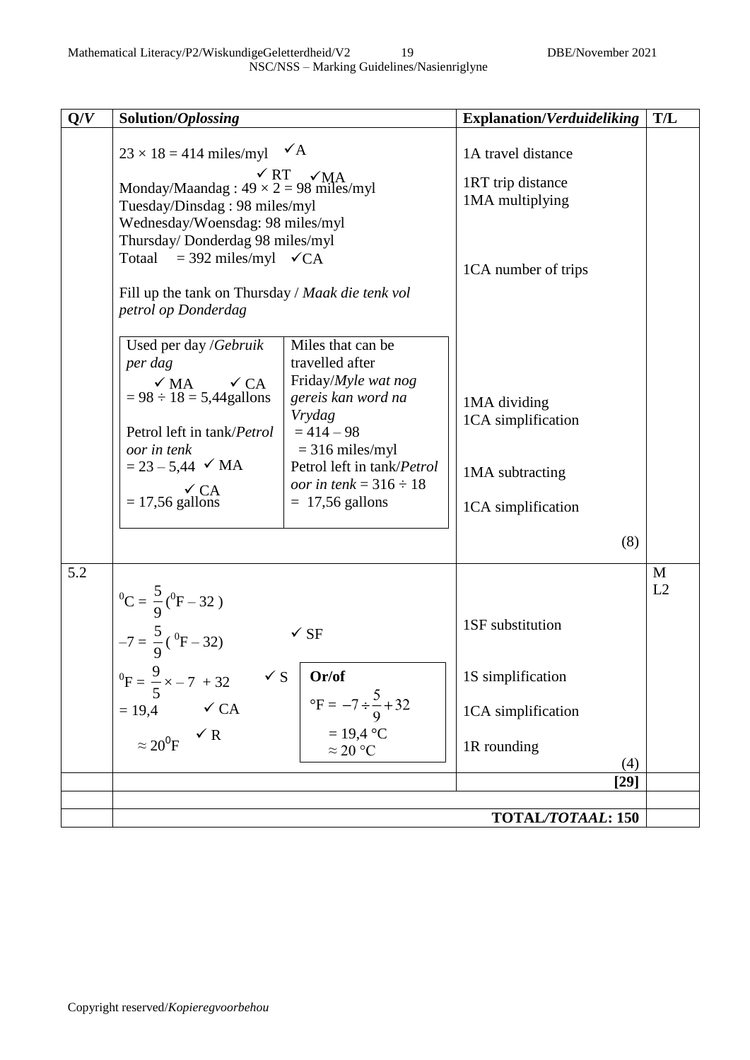| Q/*V* | Solution/*Oplossing* | Explanation/*Verduideliking* | T/L |
|---|---|---|---|
| | $23 \times 18 = 414$ miles/myl ✓A<br><br>Monday/Maandag : $49 \times 2 = 98$ miles/myl ✓RT ✓MA<br>Tuesday/Dinsdag : 98 miles/myl<br>Wednesday/Woensdag: 98 miles/myl<br>Thursday/ Donderdag 98 miles/myl<br>Totaal = 392 miles/myl ✓CA<br><br>Fill up the tank on Thursday / *Maak die tenk vol petrol op Donderdag*<br><br>Used per day /*Gebruik per dag*<br>$= 98 \div 18 = 5{,}44$gallons ✓MA ✓CA<br>Petrol left in tank/*Petrol oor in tenk*<br>$= 23 - 5{,}44$ ✓ MA<br>$= 17{,}56$ gallons ✓CA<br><br>Miles that can be travelled after Friday/*Myle wat nog gereis kan word na Vrydag*<br>$= 414 - 98$<br>$= 316$ miles/myl<br>Petrol left in tank/*Petrol oor in tenk* $= 316 \div 18$<br>$= 17{,}56$ gallons | 1A travel distance<br><br>1RT trip distance<br>1MA multiplying<br><br>1CA number of trips<br><br>1MA dividing<br>1CA simplification<br><br>1MA subtracting<br><br>1CA simplification<br><br>(8) | |
| 5.2 | $^0C = \frac{5}{9}(^0F - 32)$<br><br>$-7 = \frac{5}{9}(^0F - 32)$ ✓ SF<br><br>$^0F = \frac{9}{5} \times -7 + 32$ ✓ S<br>$= 19{,}4$ ✓ CA<br>$\approx 20^0F$ ✓ R<br><br>**Or/of**<br>$°F = -7 \div \frac{5}{9} + 32$<br>$= 19{,}4$ °C<br>$\approx 20$ °C | 1SF substitution<br><br>1S simplification<br><br>1CA simplification<br><br>1R rounding<br><br>(4) | M<br>L2 |
| | | **[29]** | |
| | | | |
| | **TOTAL/*TOTAAL*: 150** | | |